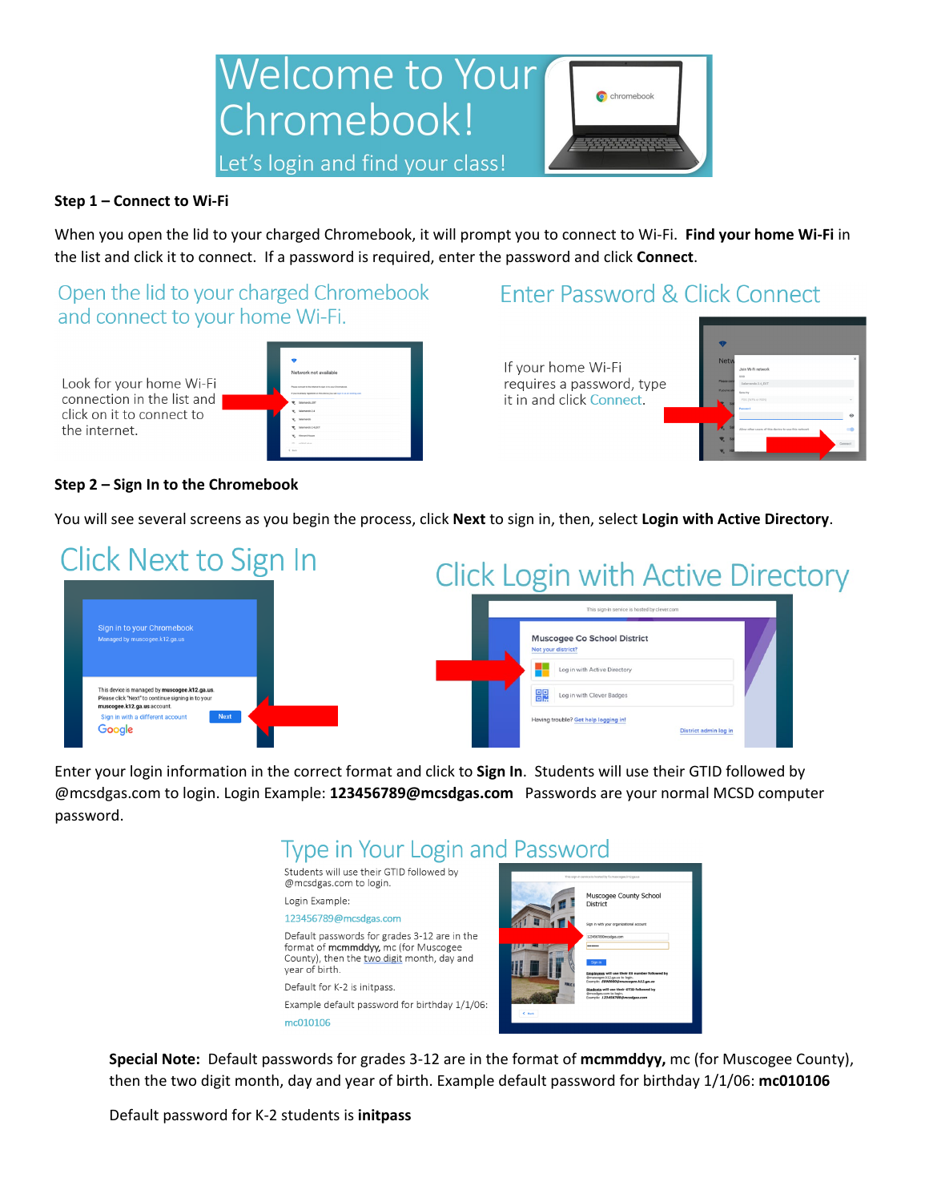# Welcome to Your Chromebook!

Let's login and find your class!

**Step 1 – Connect to Wi-Fi**

When you open the lid to your charged Chromebook, it will prompt you to connect to Wi-Fi. **Find your home Wi-Fi** in the list and click it to connect. If a password is required, enter the password and click **Connect**.

## Open the lid to your charged Chromebook and connect to your home Wi-Fi.

Look for your home Wi-Fi connection in the list and click on it to connect to the internet.

## Enter Password & Click Connect

If your home Wi-Fi requires a password, type it in and click Connect.

**Step 2 – Sign In to the Chromebook**

You will see several screens as you begin the process, click **Next** to sign in, then, select **Login with Active Directory**.

## Click Next to Sign In

## Click Login with Active Directory

Enter your login information in the correct format and click to **Sign In**. Students will use their GTID followed by @mcsdgas.com to login. Login Example: **123456789@mcsdgas.com** Passwords are your normal MCSD computer password.

## Type in Your Login and Password

Students will use their GTID followed by @mcsdgas.com to login.

Login Example:

123456789@mcsdgas.com

Default passwords for grades 3-12 are in the format of **mcmmddyy,** mc (for Muscogee County), then the two digit month, day and year of birth.

Default for K-2 is initpass.

Example default password for birthday 1/1/06:

mc010106

**Special Note:** Default passwords for grades 3-12 are in the format of **mcmmddyy,** mc (for Muscogee County), then the two digit month, day and year of birth. Example default password for birthday 1/1/06: **mc010106**

Default password for K-2 students is **initpass**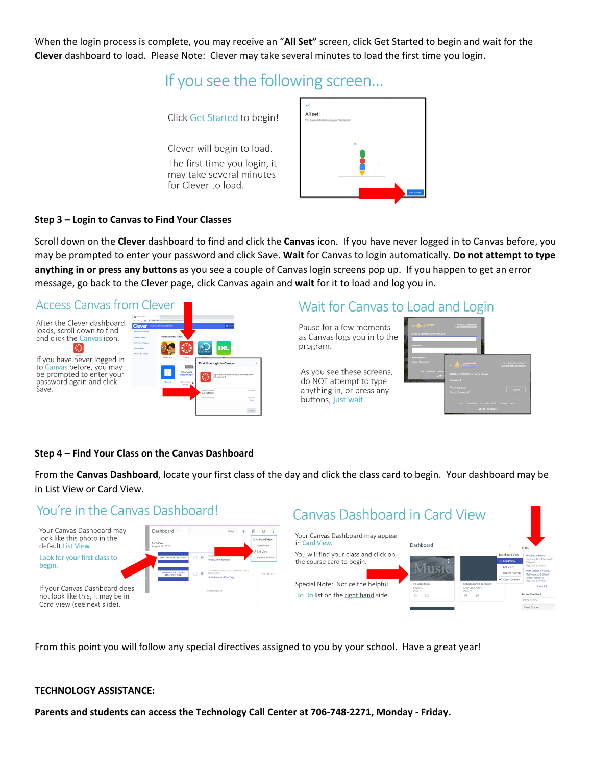When the login process is complete, you may receive an "**All Set**" screen, click Get Started to begin and wait for the **Clever** dashboard to load. Please Note: Clever may take several minutes to load the first time you login.

If you see the following screen…

Click Get Started to begin!

Clever will begin to load.

The first time you login, it may take several minutes for Clever to load.

**Step 3 – Login to Canvas to Find Your Classes**

Scroll down on the **Clever** dashboard to find and click the **Canvas** icon. If you have never logged in to Canvas before, you may be prompted to enter your password and click Save. **Wait** for Canvas to login automatically. **Do not attempt to type anything in or press any buttons** as you see a couple of Canvas login screens pop up. If you happen to get an error message, go back to the Clever page, click Canvas again and **wait** for it to load and log you in.

Access Canvas from Clever

After the Clever dashboard loads, scroll down to find and click the Canvas icon.

If you have never logged in to Canvas before, you may be prompted to enter your password again and click Save.

Wait for Canvas to Load and Login

Pause for a few moments as Canvas logs you in to the program.

As you see these screens, do NOT attempt to type anything in, or press any buttons, just wait.

**Step 4 – Find Your Class on the Canvas Dashboard**

From the **Canvas Dashboard**, locate your first class of the day and click the class card to begin. Your dashboard may be in List View or Card View.

You're in the Canvas Dashboard!

Your Canvas Dashboard may look like this photo in the default List View.

Look for your first class to begin.

If your Canvas Dashboard does not look like this, it may be in Card View (see next slide).

Canvas Dashboard in Card View

Your Canvas Dashboard may appear in Card View.

You will find your class and click on the course card to begin.

Special Note: Notice the helpful To Do list on the right hand side.

From this point you will follow any special directives assigned to you by your school. Have a great year!

**TECHNOLOGY ASSISTANCE:**

**Parents and students can access the Technology Call Center at 706-748-2271, Monday - Friday.**